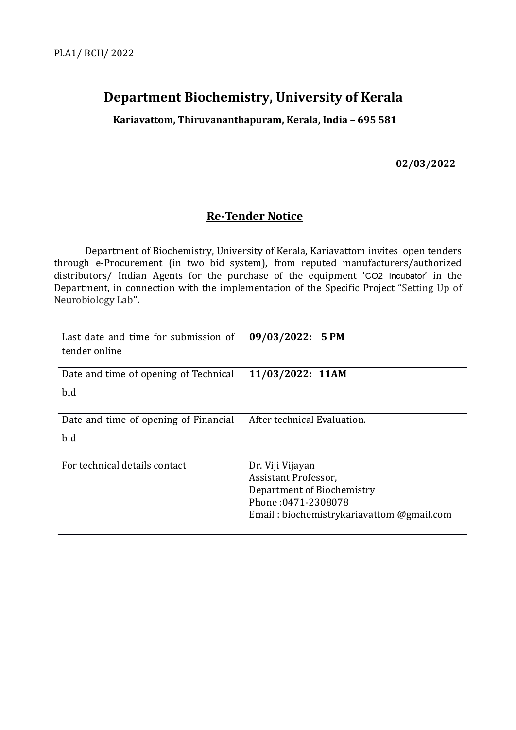Pl.A1/ BCH/ 2022

# Department Biochemistry, University of Kerala

**Kariavattom, Thiruvananthapuram, Kerala, India – 695 581**

**02/03/2022**

## Re-Tender Notice

Department of Biochemistry, University of Kerala, Kariavattom invites open tenders through e-Procurement (in two bid system), from reputed manufacturers/authorized distributors/ Indian Agents for the purchase of the equipment '$CO_2$ Incubator' in the Department, in connection with the implementation of the Specific Project "Setting Up of Neurobiology Lab**".**

| | |
|---|---|
| Last date and time for submission of tender online | **09/03/2022: 5 PM** |
| Date and time of opening of Technical bid | **11/03/2022: 11AM** |
| Date and time of opening of Financial bid | After technical Evaluation. |
| For technical details contact | Dr. Viji Vijayan<br>Assistant Professor,<br>Department of Biochemistry<br>Phone :0471-2308078<br>Email : biochemistrykariavattom @gmail.com |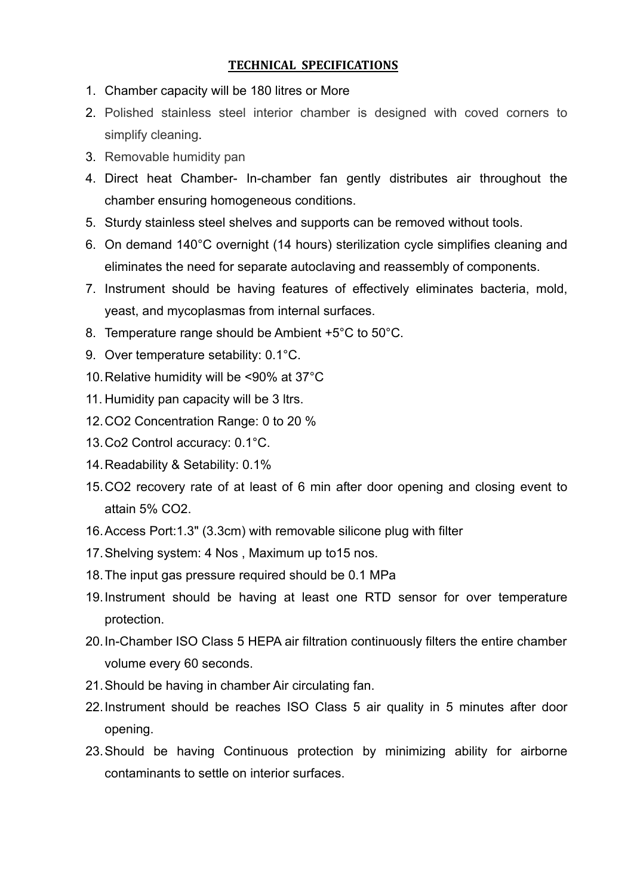**TECHNICAL SPECIFICATIONS**

1. Chamber capacity will be 180 litres or More
2. Polished stainless steel interior chamber is designed with coved corners to simplify cleaning.
3. Removable humidity pan
4. Direct heat Chamber- In-chamber fan gently distributes air throughout the chamber ensuring homogeneous conditions.
5. Sturdy stainless steel shelves and supports can be removed without tools.
6. On demand 140°C overnight (14 hours) sterilization cycle simplifies cleaning and eliminates the need for separate autoclaving and reassembly of components.
7. Instrument should be having features of effectively eliminates bacteria, mold, yeast, and mycoplasmas from internal surfaces.
8. Temperature range should be Ambient +5°C to 50°C.
9. Over temperature setability: 0.1°C.
10. Relative humidity will be <90% at 37°C
11. Humidity pan capacity will be 3 ltrs.
12. $CO_2$ Concentration Range: 0 to 20 %
13. $Co_2$ Control accuracy: 0.1°C.
14. Readability & Setability: 0.1%
15. $CO_2$ recovery rate of at least of 6 min after door opening and closing event to attain 5% $CO_2$.
16. Access Port:1.3" (3.3cm) with removable silicone plug with filter
17. Shelving system: 4 Nos , Maximum up to15 nos.
18. The input gas pressure required should be 0.1 MPa
19. Instrument should be having at least one RTD sensor for over temperature protection.
20. In-Chamber ISO Class 5 HEPA air filtration continuously filters the entire chamber volume every 60 seconds.
21. Should be having in chamber Air circulating fan.
22. Instrument should be reaches ISO Class 5 air quality in 5 minutes after door opening.
23. Should be having Continuous protection by minimizing ability for airborne contaminants to settle on interior surfaces.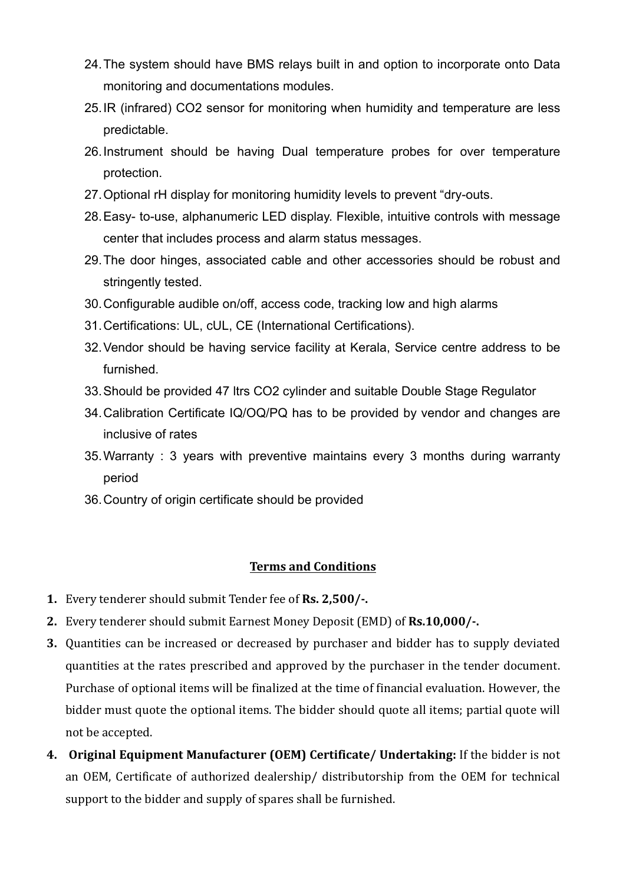24. The system should have BMS relays built in and option to incorporate onto Data monitoring and documentations modules.
25. IR (infrared) $CO_2$ sensor for monitoring when humidity and temperature are less predictable.
26. Instrument should be having Dual temperature probes for over temperature protection.
27. Optional rH display for monitoring humidity levels to prevent "dry-outs.
28. Easy- to-use, alphanumeric LED display. Flexible, intuitive controls with message center that includes process and alarm status messages.
29. The door hinges, associated cable and other accessories should be robust and stringently tested.
30. Configurable audible on/off, access code, tracking low and high alarms
31. Certifications: UL, cUL, CE (International Certifications).
32. Vendor should be having service facility at Kerala, Service centre address to be furnished.
33. Should be provided 47 ltrs $CO_2$ cylinder and suitable Double Stage Regulator
34. Calibration Certificate IQ/OQ/PQ has to be provided by vendor and changes are inclusive of rates
35. Warranty : 3 years with preventive maintains every 3 months during warranty period
36. Country of origin certificate should be provided

## Terms and Conditions

1. Every tenderer should submit Tender fee of **Rs. 2,500/-.**
2. Every tenderer should submit Earnest Money Deposit (EMD) of **Rs.10,000/-.**
3. Quantities can be increased or decreased by purchaser and bidder has to supply deviated quantities at the rates prescribed and approved by the purchaser in the tender document. Purchase of optional items will be finalized at the time of financial evaluation. However, the bidder must quote the optional items. The bidder should quote all items; partial quote will not be accepted.
4. **Original Equipment Manufacturer (OEM) Certificate/ Undertaking:** If the bidder is not an OEM, Certificate of authorized dealership/ distributorship from the OEM for technical support to the bidder and supply of spares shall be furnished.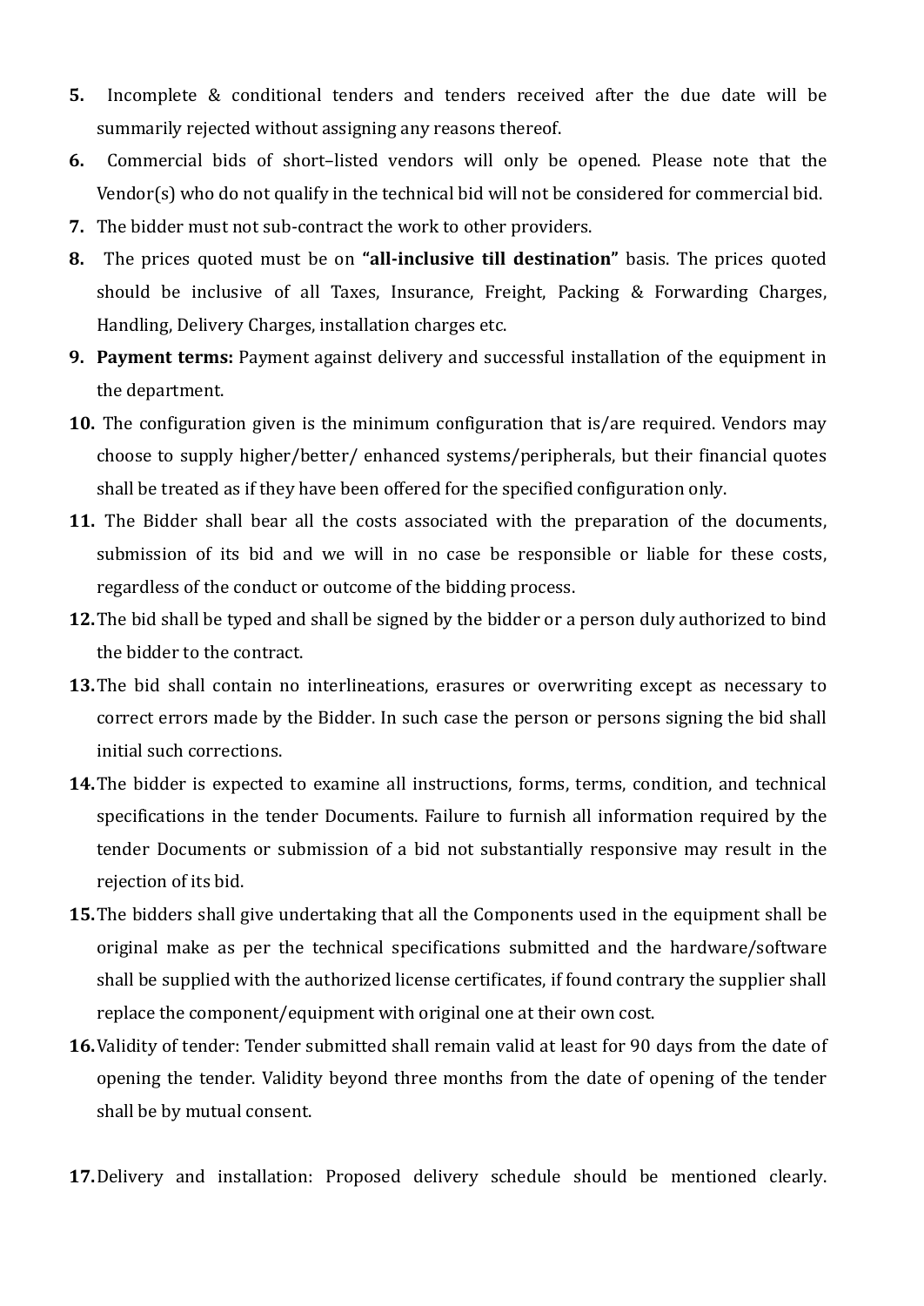5. Incomplete & conditional tenders and tenders received after the due date will be summarily rejected without assigning any reasons thereof.
6. Commercial bids of short–listed vendors will only be opened. Please note that the Vendor(s) who do not qualify in the technical bid will not be considered for commercial bid.
7. The bidder must not sub-contract the work to other providers.
8. The prices quoted must be on **"all-inclusive till destination"** basis. The prices quoted should be inclusive of all Taxes, Insurance, Freight, Packing & Forwarding Charges, Handling, Delivery Charges, installation charges etc.
9. **Payment terms:** Payment against delivery and successful installation of the equipment in the department.
10. The configuration given is the minimum configuration that is/are required. Vendors may choose to supply higher/better/ enhanced systems/peripherals, but their financial quotes shall be treated as if they have been offered for the specified configuration only.
11. The Bidder shall bear all the costs associated with the preparation of the documents, submission of its bid and we will in no case be responsible or liable for these costs, regardless of the conduct or outcome of the bidding process.
12. The bid shall be typed and shall be signed by the bidder or a person duly authorized to bind the bidder to the contract.
13. The bid shall contain no interlineations, erasures or overwriting except as necessary to correct errors made by the Bidder. In such case the person or persons signing the bid shall initial such corrections.
14. The bidder is expected to examine all instructions, forms, terms, condition, and technical specifications in the tender Documents. Failure to furnish all information required by the tender Documents or submission of a bid not substantially responsive may result in the rejection of its bid.
15. The bidders shall give undertaking that all the Components used in the equipment shall be original make as per the technical specifications submitted and the hardware/software shall be supplied with the authorized license certificates, if found contrary the supplier shall replace the component/equipment with original one at their own cost.
16. Validity of tender: Tender submitted shall remain valid at least for 90 days from the date of opening the tender. Validity beyond three months from the date of opening of the tender shall be by mutual consent.

17. Delivery and installation: Proposed delivery schedule should be mentioned clearly.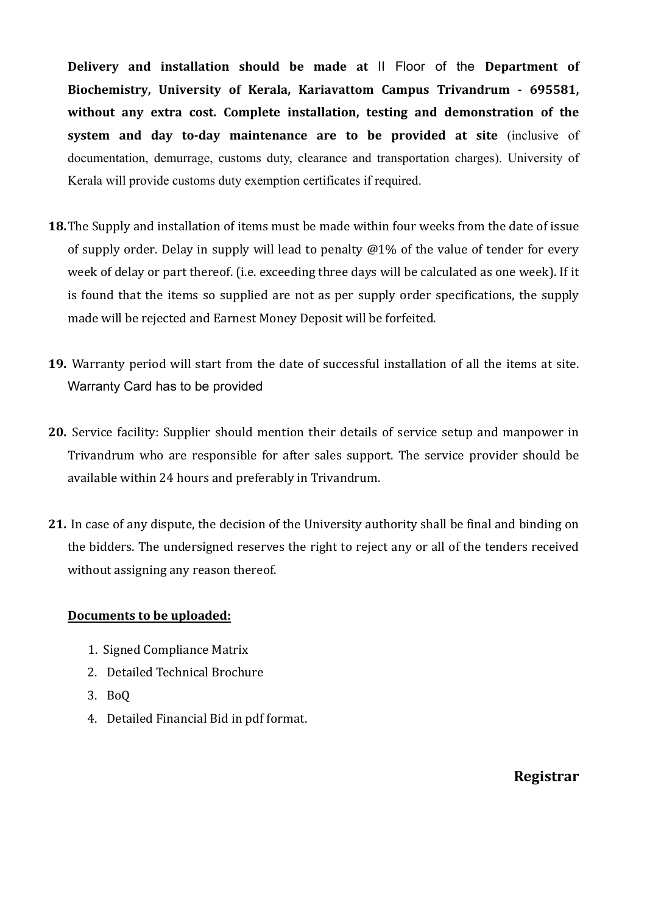**Delivery and installation should be made at** II Floor of the **Department of Biochemistry, University of Kerala, Kariavattom Campus Trivandrum - 695581, without any extra cost. Complete installation, testing and demonstration of the system and day to-day maintenance are to be provided at site** (inclusive of documentation, demurrage, customs duty, clearance and transportation charges). University of Kerala will provide customs duty exemption certificates if required.

**18.** The Supply and installation of items must be made within four weeks from the date of issue of supply order. Delay in supply will lead to penalty @1% of the value of tender for every week of delay or part thereof. (i.e. exceeding three days will be calculated as one week). If it is found that the items so supplied are not as per supply order specifications, the supply made will be rejected and Earnest Money Deposit will be forfeited.

**19.** Warranty period will start from the date of successful installation of all the items at site. Warranty Card has to be provided

**20.** Service facility: Supplier should mention their details of service setup and manpower in Trivandrum who are responsible for after sales support. The service provider should be available within 24 hours and preferably in Trivandrum.

**21.** In case of any dispute, the decision of the University authority shall be final and binding on the bidders. The undersigned reserves the right to reject any or all of the tenders received without assigning any reason thereof.

**<u>Documents to be uploaded:</u>**

1. Signed Compliance Matrix
2. Detailed Technical Brochure
3. BoQ
4. Detailed Financial Bid in pdf format.

**Registrar**